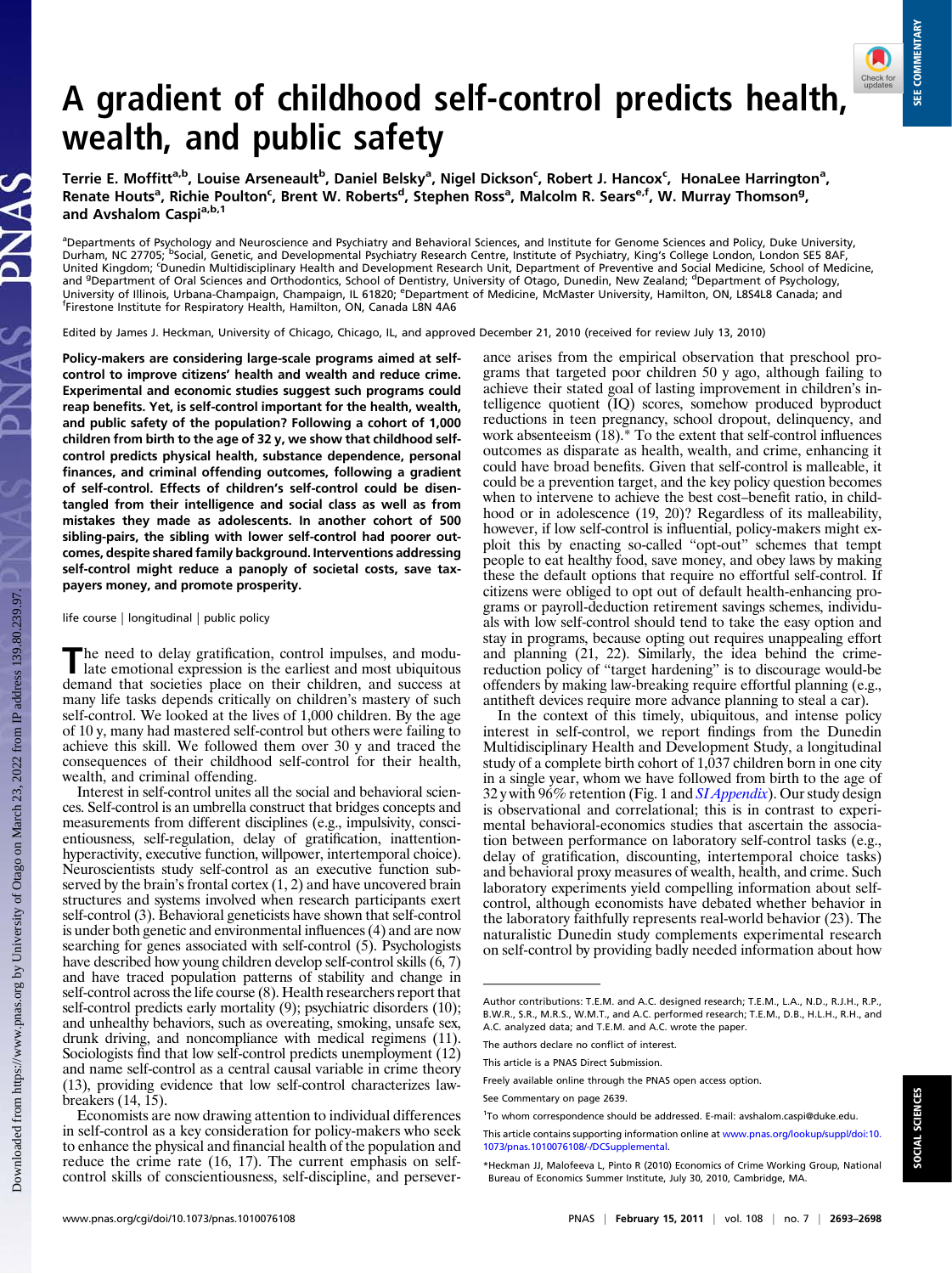# A gradient of childhood self-control predicts health, wealth, and public safety

Terrie E. Moffitt[a,b], Louise Arseneault[b], Daniel Belsky[a], Nigel Dickson[c], Robert J. Hancox[c], HonaLee Harrington[a], Renate Houts[a], Richie Poulton[c], Brent W. Roberts[d], Stephen Ross[a], Malcolm R. Sears[e,f], W. Murray Thomson[g], and Avshalom Caspi[a,b,1]

[a]Departments of Psychology and Neuroscience and Psychiatry and Behavioral Sciences, and Institute for Genome Sciences and Policy, Duke University, Durham, NC 27705; [b]Social, Genetic, and Developmental Psychiatry Research Centre, Institute of Psychiatry, King's College London, London SE5 8AF, United Kingdom; [c]Dunedin Multidisciplinary Health and Development Research Unit, Department of Preventive and Social Medicine, School of Medicine, and [g]Department of Oral Sciences and Orthodontics, School of Dentistry, University of Otago, Dunedin, New Zealand; [d]Department of Psychology, University of Illinois, Urbana-Champaign, Champaign, IL 61820; [e]Department of Medicine, McMaster University, Hamilton, ON, L8S4L8 Canada; and [f]Firestone Institute for Respiratory Health, Hamilton, ON, Canada L8N 4A6

Edited by James J. Heckman, University of Chicago, Chicago, IL, and approved December 21, 2010 (received for review July 13, 2010)

**Policy-makers are considering large-scale programs aimed at self-control to improve citizens' health and wealth and reduce crime. Experimental and economic studies suggest such programs could reap benefits. Yet, is self-control important for the health, wealth, and public safety of the population? Following a cohort of 1,000 children from birth to the age of 32 y, we show that childhood self-control predicts physical health, substance dependence, personal finances, and criminal offending outcomes, following a gradient of self-control. Effects of children's self-control could be disentangled from their intelligence and social class as well as from mistakes they made as adolescents. In another cohort of 500 sibling-pairs, the sibling with lower self-control had poorer outcomes, despite shared family background. Interventions addressing self-control might reduce a panoply of societal costs, save taxpayers money, and promote prosperity.**

life course | longitudinal | public policy

The need to delay gratification, control impulses, and modulate emotional expression is the earliest and most ubiquitous demand that societies place on their children, and success at many life tasks depends critically on children's mastery of such self-control. We looked at the lives of 1,000 children. By the age of 10 y, many had mastered self-control but others were failing to achieve this skill. We followed them over 30 y and traced the consequences of their childhood self-control for their health, wealth, and criminal offending.

Interest in self-control unites all the social and behavioral sciences. Self-control is an umbrella construct that bridges concepts and measurements from different disciplines (e.g., impulsivity, conscientiousness, self-regulation, delay of gratification, inattention-hyperactivity, executive function, willpower, intertemporal choice). Neuroscientists study self-control as an executive function subserved by the brain's frontal cortex (1, 2) and have uncovered brain structures and systems involved when research participants exert self-control (3). Behavioral geneticists have shown that self-control is under both genetic and environmental influences (4) and are now searching for genes associated with self-control (5). Psychologists have described how young children develop self-control skills (6, 7) and have traced population patterns of stability and change in self-control across the life course (8). Health researchers report that self-control predicts early mortality (9); psychiatric disorders (10); and unhealthy behaviors, such as overeating, smoking, unsafe sex, drunk driving, and noncompliance with medical regimens (11). Sociologists find that low self-control predicts unemployment (12) and name self-control as a central causal variable in crime theory (13), providing evidence that low self-control characterizes lawbreakers (14, 15).

Economists are now drawing attention to individual differences in self-control as a key consideration for policy-makers who seek to enhance the physical and financial health of the population and reduce the crime rate (16, 17). The current emphasis on self-control skills of conscientiousness, self-discipline, and perseverance arises from the empirical observation that preschool programs that targeted poor children 50 y ago, although failing to achieve their stated goal of lasting improvement in children's intelligence quotient (IQ) scores, somehow produced byproduct reductions in teen pregnancy, school dropout, delinquency, and work absenteeism (18).* To the extent that self-control influences outcomes as disparate as health, wealth, and crime, enhancing it could have broad benefits. Given that self-control is malleable, it could be a prevention target, and the key policy question becomes when to intervene to achieve the best cost–benefit ratio, in childhood or in adolescence (19, 20)? Regardless of its malleability, however, if low self-control is influential, policy-makers might exploit this by enacting so-called "opt-out" schemes that tempt people to eat healthy food, save money, and obey laws by making these the default options that require no effortful self-control. If citizens were obliged to opt out of default health-enhancing programs or payroll-deduction retirement savings schemes, individuals with low self-control should tend to take the easy option and stay in programs, because opting out requires unappealing effort and planning (21, 22). Similarly, the idea behind the crime-reduction policy of "target hardening" is to discourage would-be offenders by making law-breaking require effortful planning (e.g., antitheft devices require more advance planning to steal a car).

In the context of this timely, ubiquitous, and intense policy interest in self-control, we report findings from the Dunedin Multidisciplinary Health and Development Study, a longitudinal study of a complete birth cohort of 1,037 children born in one city in a single year, whom we have followed from birth to the age of 32 y with 96% retention (Fig. 1 and *SI Appendix*). Our study design is observational and correlational; this is in contrast to experimental behavioral-economics studies that ascertain the association between performance on laboratory self-control tasks (e.g., delay of gratification, discounting, intertemporal choice tasks) and behavioral proxy measures of wealth, health, and crime. Such laboratory experiments yield compelling information about self-control, although economists have debated whether behavior in the laboratory faithfully represents real-world behavior (23). The naturalistic Dunedin study complements experimental research on self-control by providing badly needed information about how

Author contributions: T.E.M. and A.C. designed research; T.E.M., L.A., N.D., R.J.H., R.P., B.W.R., S.R., M.R.S., W.M.T., and A.C. performed research; T.E.M., D.B., H.L.H., R.H., and A.C. analyzed data; and T.E.M. and A.C. wrote the paper.

The authors declare no conflict of interest.

This article is a PNAS Direct Submission.

Freely available online through the PNAS open access option.

See Commentary on page 2639.

[1]To whom correspondence should be addressed. E-mail: avshalom.caspi@duke.edu.

This article contains supporting information online at www.pnas.org/lookup/suppl/doi:10.1073/pnas.1010076108/-/DCSupplemental.

*Heckman JJ, Malofeeva L, Pinto R (2010) Economics of Crime Working Group, National Bureau of Economics Summer Institute, July 30, 2010, Cambridge, MA.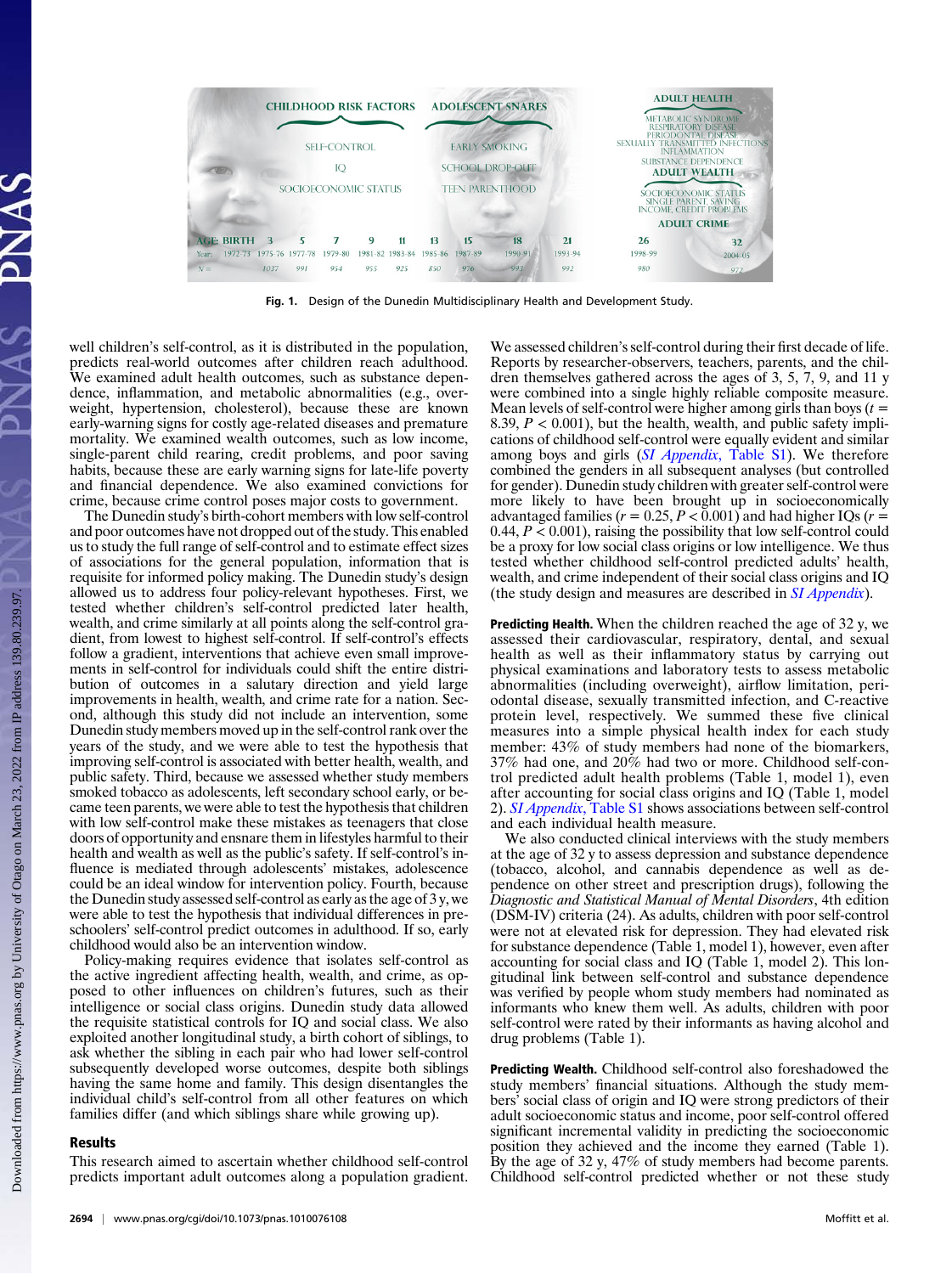Fig. 1. Design of the Dunedin Multidisciplinary Health and Development Study.

well children's self-control, as it is distributed in the population, predicts real-world outcomes after children reach adulthood. We examined adult health outcomes, such as substance dependence, inflammation, and metabolic abnormalities (e.g., overweight, hypertension, cholesterol), because these are known early-warning signs for costly age-related diseases and premature mortality. We examined wealth outcomes, such as low income, single-parent child rearing, credit problems, and poor saving habits, because these are early warning signs for late-life poverty and financial dependence. We also examined convictions for crime, because crime control poses major costs to government.

The Dunedin study's birth-cohort members with low self-control and poor outcomes have not dropped out of the study. This enabled us to study the full range of self-control and to estimate effect sizes of associations for the general population, information that is requisite for informed policy making. The Dunedin study's design allowed us to address four policy-relevant hypotheses. First, we tested whether children's self-control predicted later health, wealth, and crime similarly at all points along the self-control gradient, from lowest to highest self-control. If self-control's effects follow a gradient, interventions that achieve even small improvements in self-control for individuals could shift the entire distribution of outcomes in a salutary direction and yield large improvements in health, wealth, and crime rate for a nation. Second, although this study did not include an intervention, some Dunedin study members moved up in the self-control rank over the years of the study, and we were able to test the hypothesis that improving self-control is associated with better health, wealth, and public safety. Third, because we assessed whether study members smoked tobacco as adolescents, left secondary school early, or became teen parents, we were able to test the hypothesis that children with low self-control make these mistakes as teenagers that close doors of opportunity and ensnare them in lifestyles harmful to their health and wealth as well as the public's safety. If self-control's influence is mediated through adolescents' mistakes, adolescence could be an ideal window for intervention policy. Fourth, because the Dunedin study assessed self-control as early as the age of 3 y, we were able to test the hypothesis that individual differences in preschoolers' self-control predict outcomes in adulthood. If so, early childhood would also be an intervention window.

Policy-making requires evidence that isolates self-control as the active ingredient affecting health, wealth, and crime, as opposed to other influences on children's futures, such as their intelligence or social class origins. Dunedin study data allowed the requisite statistical controls for IQ and social class. We also exploited another longitudinal study, a birth cohort of siblings, to ask whether the sibling in each pair who had lower self-control subsequently developed worse outcomes, despite both siblings having the same home and family. This design disentangles the individual child's self-control from all other features on which families differ (and which siblings share while growing up).

## Results

This research aimed to ascertain whether childhood self-control predicts important adult outcomes along a population gradient. We assessed children's self-control during their first decade of life. Reports by researcher-observers, teachers, parents, and the children themselves gathered across the ages of 3, 5, 7, 9, and 11 y were combined into a single highly reliable composite measure. Mean levels of self-control were higher among girls than boys ($t$ = 8.39, $P < 0.001$), but the health, wealth, and public safety implications of childhood self-control were equally evident and similar among boys and girls (*SI Appendix*, Table S1). We therefore combined the genders in all subsequent analyses (but controlled for gender). Dunedin study children with greater self-control were more likely to have been brought up in socioeconomically advantaged families ($r$ = 0.25, $P < 0.001$) and had higher IQs ($r$ = 0.44, $P < 0.001$), raising the possibility that low self-control could be a proxy for low social class origins or low intelligence. We thus tested whether childhood self-control predicted adults' health, wealth, and crime independent of their social class origins and IQ (the study design and measures are described in *SI Appendix*).

**Predicting Health.** When the children reached the age of 32 y, we assessed their cardiovascular, respiratory, dental, and sexual health as well as their inflammatory status by carrying out physical examinations and laboratory tests to assess metabolic abnormalities (including overweight), airflow limitation, periodontal disease, sexually transmitted infection, and C-reactive protein level, respectively. We summed these five clinical measures into a simple physical health index for each study member: 43% of study members had none of the biomarkers, 37% had one, and 20% had two or more. Childhood self-control predicted adult health problems (Table 1, model 1), even after accounting for social class origins and IQ (Table 1, model 2). *SI Appendix*, Table S1 shows associations between self-control and each individual health measure.

We also conducted clinical interviews with the study members at the age of 32 y to assess depression and substance dependence (tobacco, alcohol, and cannabis dependence as well as dependence on other street and prescription drugs), following the *Diagnostic and Statistical Manual of Mental Disorders*, 4th edition (DSM-IV) criteria (24). As adults, children with poor self-control were not at elevated risk for depression. They had elevated risk for substance dependence (Table 1, model 1), however, even after accounting for social class and IQ (Table 1, model 2). This longitudinal link between self-control and substance dependence was verified by people whom study members had nominated as informants who knew them well. As adults, children with poor self-control were rated by their informants as having alcohol and drug problems (Table 1).

**Predicting Wealth.** Childhood self-control also foreshadowed the study members' financial situations. Although the study members' social class of origin and IQ were strong predictors of their adult socioeconomic status and income, poor self-control offered significant incremental validity in predicting the socioeconomic position they achieved and the income they earned (Table 1). By the age of 32 y, 47% of study members had become parents. Childhood self-control predicted whether or not these study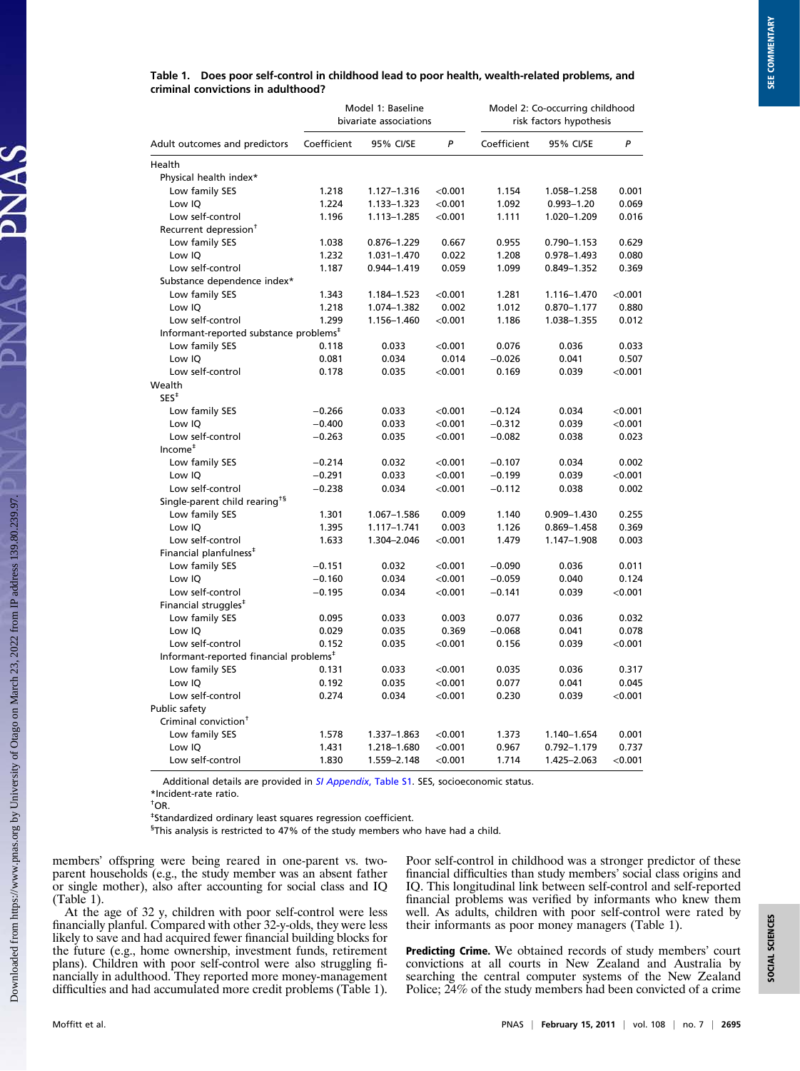**Table 1. Does poor self-control in childhood lead to poor health, wealth-related problems, and criminal convictions in adulthood?**

| | Model 1: Baseline bivariate associations | | | Model 2: Co-occurring childhood risk factors hypothesis | | |
|---|---|---|---|---|---|---|
| Adult outcomes and predictors | Coefficient | 95% CI/SE | P | Coefficient | 95% CI/SE | P |
| Health | | | | | | |
| Physical health index* | | | | | | |
| Low family SES | 1.218 | 1.127–1.316 | <0.001 | 1.154 | 1.058–1.258 | 0.001 |
| Low IQ | 1.224 | 1.133–1.323 | <0.001 | 1.092 | 0.993–1.20 | 0.069 |
| Low self-control | 1.196 | 1.113–1.285 | <0.001 | 1.111 | 1.020–1.209 | 0.016 |
| Recurrent depression† | | | | | | |
| Low family SES | 1.038 | 0.876–1.229 | 0.667 | 0.955 | 0.790–1.153 | 0.629 |
| Low IQ | 1.232 | 1.031–1.470 | 0.022 | 1.208 | 0.978–1.493 | 0.080 |
| Low self-control | 1.187 | 0.944–1.419 | 0.059 | 1.099 | 0.849–1.352 | 0.369 |
| Substance dependence index* | | | | | | |
| Low family SES | 1.343 | 1.184–1.523 | <0.001 | 1.281 | 1.116–1.470 | <0.001 |
| Low IQ | 1.218 | 1.074–1.382 | 0.002 | 1.012 | 0.870–1.177 | 0.880 |
| Low self-control | 1.299 | 1.156–1.460 | <0.001 | 1.186 | 1.038–1.355 | 0.012 |
| Informant-reported substance problems‡ | | | | | | |
| Low family SES | 0.118 | 0.033 | <0.001 | 0.076 | 0.036 | 0.033 |
| Low IQ | 0.081 | 0.034 | 0.014 | −0.026 | 0.041 | 0.507 |
| Low self-control | 0.178 | 0.035 | <0.001 | 0.169 | 0.039 | <0.001 |
| Wealth | | | | | | |
| SES‡ | | | | | | |
| Low family SES | −0.266 | 0.033 | <0.001 | −0.124 | 0.034 | <0.001 |
| Low IQ | −0.400 | 0.033 | <0.001 | −0.312 | 0.039 | <0.001 |
| Low self-control | −0.263 | 0.035 | <0.001 | −0.082 | 0.038 | 0.023 |
| Income‡ | | | | | | |
| Low family SES | −0.214 | 0.032 | <0.001 | −0.107 | 0.034 | 0.002 |
| Low IQ | −0.291 | 0.033 | <0.001 | −0.199 | 0.039 | <0.001 |
| Low self-control | −0.238 | 0.034 | <0.001 | −0.112 | 0.038 | 0.002 |
| Single-parent child rearing†§ | | | | | | |
| Low family SES | 1.301 | 1.067–1.586 | 0.009 | 1.140 | 0.909–1.430 | 0.255 |
| Low IQ | 1.395 | 1.117–1.741 | 0.003 | 1.126 | 0.869–1.458 | 0.369 |
| Low self-control | 1.633 | 1.304–2.046 | <0.001 | 1.479 | 1.147–1.908 | 0.003 |
| Financial planfulness‡ | | | | | | |
| Low family SES | −0.151 | 0.032 | <0.001 | −0.090 | 0.036 | 0.011 |
| Low IQ | −0.160 | 0.034 | <0.001 | −0.059 | 0.040 | 0.124 |
| Low self-control | −0.195 | 0.034 | <0.001 | −0.141 | 0.039 | <0.001 |
| Financial struggles‡ | | | | | | |
| Low family SES | 0.095 | 0.033 | 0.003 | 0.077 | 0.036 | 0.032 |
| Low IQ | 0.029 | 0.035 | 0.369 | −0.068 | 0.041 | 0.078 |
| Low self-control | 0.152 | 0.035 | <0.001 | 0.156 | 0.039 | <0.001 |
| Informant-reported financial problems‡ | | | | | | |
| Low family SES | 0.131 | 0.033 | <0.001 | 0.035 | 0.036 | 0.317 |
| Low IQ | 0.192 | 0.035 | <0.001 | 0.077 | 0.041 | 0.045 |
| Low self-control | 0.274 | 0.034 | <0.001 | 0.230 | 0.039 | <0.001 |
| Public safety | | | | | | |
| Criminal conviction† | | | | | | |
| Low family SES | 1.578 | 1.337–1.863 | <0.001 | 1.373 | 1.140–1.654 | 0.001 |
| Low IQ | 1.431 | 1.218–1.680 | <0.001 | 0.967 | 0.792–1.179 | 0.737 |
| Low self-control | 1.830 | 1.559–2.148 | <0.001 | 1.714 | 1.425–2.063 | <0.001 |

Additional details are provided in *SI Appendix*, Table S1. SES, socioeconomic status.

*Incident-rate ratio.

†OR.

‡Standardized ordinary least squares regression coefficient.

§This analysis is restricted to 47% of the study members who have had a child.

members' offspring were being reared in one-parent vs. two-parent households (e.g., the study member was an absent father or single mother), also after accounting for social class and IQ (Table 1).

At the age of 32 y, children with poor self-control were less financially planful. Compared with other 32-y-olds, they were less likely to save and had acquired fewer financial building blocks for the future (e.g., home ownership, investment funds, retirement plans). Children with poor self-control were also struggling financially in adulthood. They reported more money-management difficulties and had accumulated more credit problems (Table 1). Poor self-control in childhood was a stronger predictor of these financial difficulties than study members' social class origins and IQ. This longitudinal link between self-control and self-reported financial problems was verified by informants who knew them well. As adults, children with poor self-control were rated by their informants as poor money managers (Table 1).

**Predicting Crime.** We obtained records of study members' court convictions at all courts in New Zealand and Australia by searching the central computer systems of the New Zealand Police; 24% of the study members had been convicted of a crime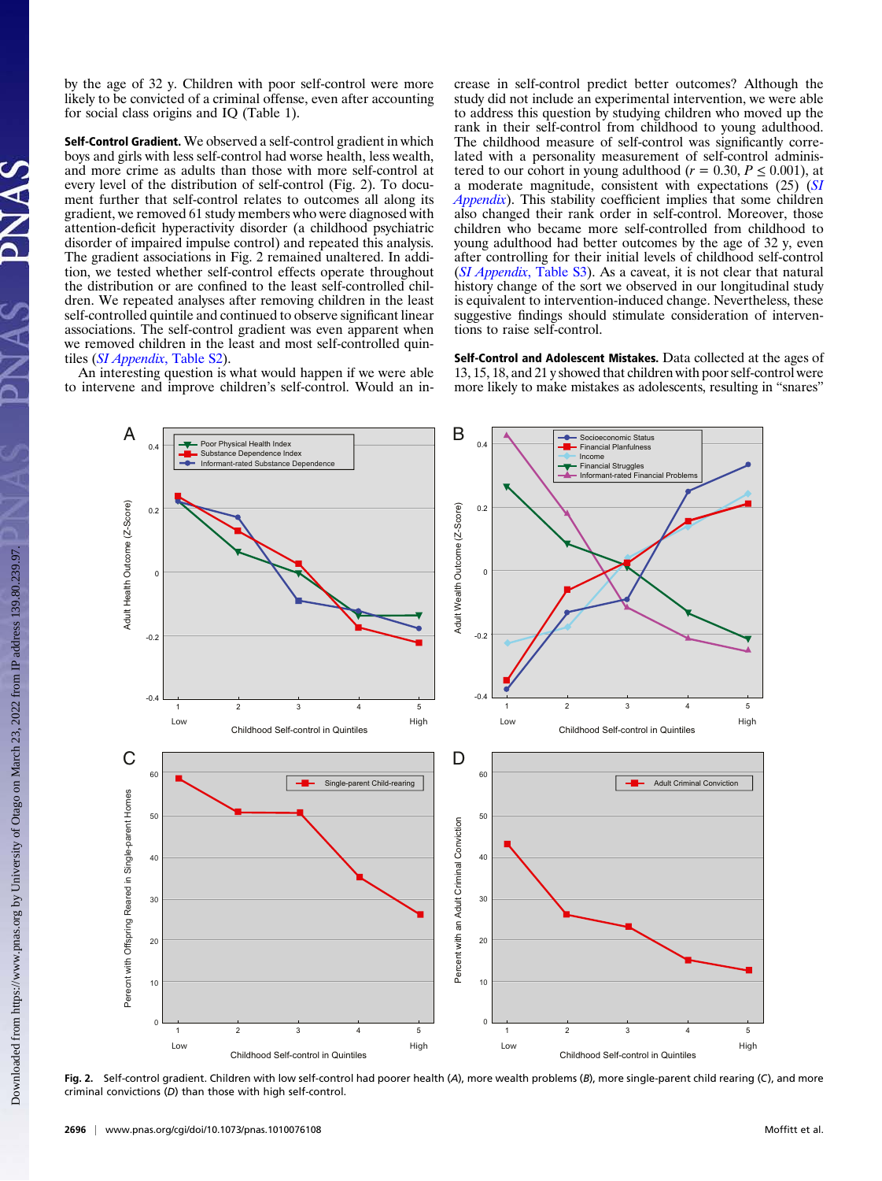by the age of 32 y. Children with poor self-control were more likely to be convicted of a criminal offense, even after accounting for social class origins and IQ (Table 1).

**Self-Control Gradient.** We observed a self-control gradient in which boys and girls with less self-control had worse health, less wealth, and more crime as adults than those with more self-control at every level of the distribution of self-control (Fig. 2). To document further that self-control relates to outcomes all along its gradient, we removed 61 study members who were diagnosed with attention-deficit hyperactivity disorder (a childhood psychiatric disorder of impaired impulse control) and repeated this analysis. The gradient associations in Fig. 2 remained unaltered. In addition, we tested whether self-control effects operate throughout the distribution or are confined to the least self-controlled children. We repeated analyses after removing children in the least self-controlled quintile and continued to observe significant linear associations. The self-control gradient was even apparent when we removed children in the least and most self-controlled quintiles (*SI Appendix*, Table S2).

An interesting question is what would happen if we were able to intervene and improve children's self-control. Would an increase in self-control predict better outcomes? Although the study did not include an experimental intervention, we were able to address this question by studying children who moved up the rank in their self-control from childhood to young adulthood. The childhood measure of self-control was significantly correlated with a personality measurement of self-control administered to our cohort in young adulthood ($r = 0.30$, $P \leq 0.001$), at a moderate magnitude, consistent with expectations (25) (*SI Appendix*). This stability coefficient implies that some children also changed their rank order in self-control. Moreover, those children who became more self-controlled from childhood to young adulthood had better outcomes by the age of 32 y, even after controlling for their initial levels of childhood self-control (*SI Appendix*, Table S3). As a caveat, it is not clear that natural history change of the sort we observed in our longitudinal study is equivalent to intervention-induced change. Nevertheless, these suggestive findings should stimulate consideration of interventions to raise self-control.

**Self-Control and Adolescent Mistakes.** Data collected at the ages of 13, 15, 18, and 21 y showed that children with poor self-control were more likely to make mistakes as adolescents, resulting in "snares"

**Fig. 2.** Self-control gradient. Children with low self-control had poorer health (*A*), more wealth problems (*B*), more single-parent child rearing (*C*), and more criminal convictions (*D*) than those with high self-control.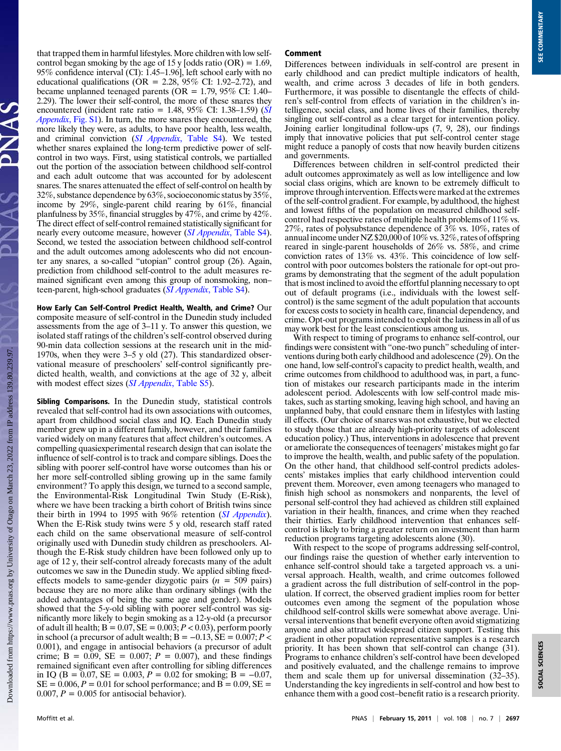that trapped them in harmful lifestyles. More children with low self-control began smoking by the age of 15 y [odds ratio (OR) = 1.69, 95% confidence interval (CI): 1.45–1.96], left school early with no educational qualifications (OR = 2.28, 95% CI: 1.92–2.72), and became unplanned teenaged parents (OR = 1.79, 95% CI: 1.40–2.29). The lower their self-control, the more of these snares they encountered (incident rate ratio = 1.48, 95% CI: 1.38–1.59) (*SI Appendix*, Fig. S1). In turn, the more snares they encountered, the more likely they were, as adults, to have poor health, less wealth, and criminal conviction (*SI Appendix*, Table S4). We tested whether snares explained the long-term predictive power of self-control in two ways. First, using statistical controls, we partialled out the portion of the association between childhood self-control and each adult outcome that was accounted for by adolescent snares. The snares attenuated the effect of self-control on health by 32%, substance dependence by 63%, socioeconomic status by 35%, income by 29%, single-parent child rearing by 61%, financial planfulness by 35%, financial struggles by 47%, and crime by 42%. The direct effect of self-control remained statistically significant for nearly every outcome measure, however (*SI Appendix*, Table S4). Second, we tested the association between childhood self-control and the adult outcomes among adolescents who did not encounter any snares, a so-called "utopian" control group (26). Again, prediction from childhood self-control to the adult measures remained significant even among this group of nonsmoking, non–teen-parent, high-school graduates (*SI Appendix*, Table S4).

**How Early Can Self-Control Predict Health, Wealth, and Crime?** Our composite measure of self-control in the Dunedin study included assessments from the age of 3–11 y. To answer this question, we isolated staff ratings of the children's self-control observed during 90-min data collection sessions at the research unit in the mid-1970s, when they were 3–5 y old (27). This standardized observational measure of preschoolers' self-control significantly predicted health, wealth, and convictions at the age of 32 y, albeit with modest effect sizes (*SI Appendix*, Table S5).

**Sibling Comparisons.** In the Dunedin study, statistical controls revealed that self-control had its own associations with outcomes, apart from childhood social class and IQ. Each Dunedin study member grew up in a different family, however, and their families varied widely on many features that affect children's outcomes. A compelling quasiexperimental research design that can isolate the influence of self-control is to track and compare siblings. Does the sibling with poorer self-control have worse outcomes than his or her more self-controlled sibling growing up in the same family environment? To apply this design, we turned to a second sample, the Environmental-Risk Longitudinal Twin Study (E-Risk), where we have been tracking a birth cohort of British twins since their birth in 1994 to 1995 with 96% retention (*SI Appendix*). When the E-Risk study twins were 5 y old, research staff rated each child on the same observational measure of self-control originally used with Dunedin study children as preschoolers. Although the E-Risk study children have been followed only up to age of 12 y, their self-control already forecasts many of the adult outcomes we saw in the Dunedin study. We applied sibling fixed-effects models to same-gender dizygotic pairs ($n$ = 509 pairs) because they are no more alike than ordinary siblings (with the added advantages of being the same age and gender). Models showed that the 5-y-old sibling with poorer self-control was significantly more likely to begin smoking as a 12-y-old (a precursor of adult ill health; B = 0.07, SE = 0.003; $P < 0.03$), perform poorly in school (a precursor of adult wealth; B = −0.13, SE = 0.007; $P < 0.001$), and engage in antisocial behaviors (a precursor of adult crime; B = 0.09, SE = 0.007; $P$ = 0.007), and these findings remained significant even after controlling for sibling differences in IQ (B = 0.07, SE = 0.003, $P$ = 0.02 for smoking; B = −0.07, SE = 0.006, $P$ = 0.01 for school performance; and B = 0.09, SE = 0.007, $P$ = 0.005 for antisocial behavior).

## Comment

Differences between individuals in self-control are present in early childhood and can predict multiple indicators of health, wealth, and crime across 3 decades of life in both genders. Furthermore, it was possible to disentangle the effects of children's self-control from effects of variation in the children's intelligence, social class, and home lives of their families, thereby singling out self-control as a clear target for intervention policy. Joining earlier longitudinal follow-ups (7, 9, 28), our findings imply that innovative policies that put self-control center stage might reduce a panoply of costs that now heavily burden citizens and governments.

Differences between children in self-control predicted their adult outcomes approximately as well as low intelligence and low social class origins, which are known to be extremely difficult to improve through intervention. Effects were marked at the extremes of the self-control gradient. For example, by adulthood, the highest and lowest fifths of the population on measured childhood self-control had respective rates of multiple health problems of 11% vs. 27%, rates of polysubstance dependence of 3% vs. 10%, rates of annual income under NZ $20,000 of 10% vs. 32%, rates of offspring reared in single-parent households of 26% vs. 58%, and crime conviction rates of 13% vs. 43%. This coincidence of low self-control with poor outcomes bolsters the rationale for opt-out programs by demonstrating that the segment of the adult population that is most inclined to avoid the effortful planning necessary to opt out of default programs (i.e., individuals with the lowest self-control) is the same segment of the adult population that accounts for excess costs to society in health care, financial dependency, and crime. Opt-out programs intended to exploit the laziness in all of us may work best for the least conscientious among us.

With respect to timing of programs to enhance self-control, our findings were consistent with "one-two punch" scheduling of interventions during both early childhood and adolescence (29). On the one hand, low self-control's capacity to predict health, wealth, and crime outcomes from childhood to adulthood was, in part, a function of mistakes our research participants made in the interim adolescent period. Adolescents with low self-control made mistakes, such as starting smoking, leaving high school, and having an unplanned baby, that could ensnare them in lifestyles with lasting ill effects. (Our choice of snares was not exhaustive, but we elected to study those that are already high-priority targets of adolescent education policy.) Thus, interventions in adolescence that prevent or ameliorate the consequences of teenagers' mistakes might go far to improve the health, wealth, and public safety of the population. On the other hand, that childhood self-control predicts adolescents' mistakes implies that early childhood intervention could prevent them. Moreover, even among teenagers who managed to finish high school as nonmothers and nonparents, the level of personal self-control they had achieved as children still explained variation in their health, finances, and crime when they reached their thirties. Early childhood intervention that enhances self-control is likely to bring a greater return on investment than harm reduction programs targeting adolescents alone (30).

With respect to the scope of programs addressing self-control, our findings raise the question of whether early intervention to enhance self-control should take a targeted approach vs. a universal approach. Health, wealth, and crime outcomes followed a gradient across the full distribution of self-control in the population. If correct, the observed gradient implies room for better outcomes even among the segment of the population whose childhood self-control skills were somewhat above average. Universal interventions that benefit everyone often avoid stigmatizing anyone and also attract widespread citizen support. Testing this gradient in other population representative samples is a research priority. It has been shown that self-control can change (31). Programs to enhance children's self-control have been developed and positively evaluated, and the challenge remains to improve them and scale them up for universal dissemination (32–35). Understanding the key ingredients in self-control and how best to enhance them with a good cost–benefit ratio is a research priority.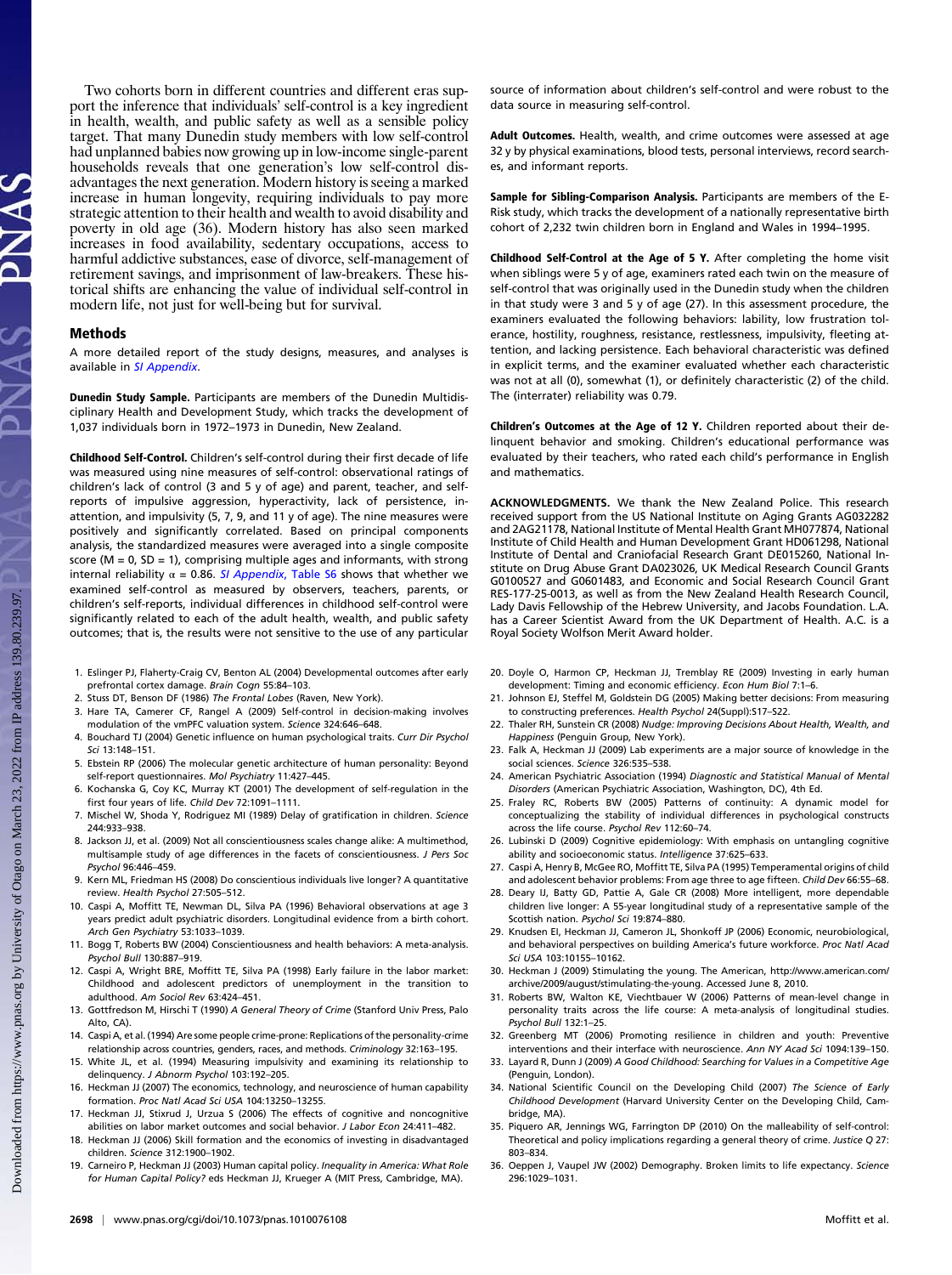Two cohorts born in different countries and different eras support the inference that individuals' self-control is a key ingredient in health, wealth, and public safety as well as a sensible policy target. That many Dunedin study members with low self-control had unplanned babies now growing up in low-income single-parent households reveals that one generation's low self-control disadvantages the next generation. Modern history is seeing a marked increase in human longevity, requiring individuals to pay more strategic attention to their health and wealth to avoid disability and poverty in old age (36). Modern history has also seen marked increases in food availability, sedentary occupations, access to harmful addictive substances, ease of divorce, self-management of retirement savings, and imprisonment of law-breakers. These historical shifts are enhancing the value of individual self-control in modern life, not just for well-being but for survival.

## Methods

A more detailed report of the study designs, measures, and analyses is available in *SI Appendix*.

**Dunedin Study Sample.** Participants are members of the Dunedin Multidisciplinary Health and Development Study, which tracks the development of 1,037 individuals born in 1972–1973 in Dunedin, New Zealand.

**Childhood Self-Control.** Children's self-control during their first decade of life was measured using nine measures of self-control: observational ratings of children's lack of control (3 and 5 y of age) and parent, teacher, and self-reports of impulsive aggression, hyperactivity, lack of persistence, inattention, and impulsivity (5, 7, 9, and 11 y of age). The nine measures were positively and significantly correlated. Based on principal components analysis, the standardized measures were averaged into a single composite score (M = 0, SD = 1), comprising multiple ages and informants, with strong internal reliability $\alpha = 0.86$. *SI Appendix*, Table S6 shows that whether we examined self-control as measured by observers, teachers, parents, or children's self-reports, individual differences in childhood self-control were significantly related to each of the adult health, wealth, and public safety outcomes; that is, the results were not sensitive to the use of any particular source of information about children's self-control and were robust to the data source in measuring self-control.

**Adult Outcomes.** Health, wealth, and crime outcomes were assessed at age 32 y by physical examinations, blood tests, personal interviews, record searches, and informant reports.

**Sample for Sibling-Comparison Analysis.** Participants are members of the E-Risk study, which tracks the development of a nationally representative birth cohort of 2,232 twin children born in England and Wales in 1994–1995.

**Childhood Self-Control at the Age of 5 Y.** After completing the home visit when siblings were 5 y of age, examiners rated each twin on the measure of self-control that was originally used in the Dunedin study when the children in that study were 3 and 5 y of age (27). In this assessment procedure, the examiners evaluated the following behaviors: lability, low frustration tolerance, hostility, roughness, resistance, restlessness, impulsivity, fleeting attention, and lacking persistence. Each behavioral characteristic was defined in explicit terms, and the examiner evaluated whether each characteristic was not at all (0), somewhat (1), or definitely characteristic (2) of the child. The (interrater) reliability was 0.79.

**Children's Outcomes at the Age of 12 Y.** Children reported about their delinquent behavior and smoking. Children's educational performance was evaluated by their teachers, who rated each child's performance in English and mathematics.

**ACKNOWLEDGMENTS.** We thank the New Zealand Police. This research received support from the US National Institute on Aging Grants AG032282 and 2AG21178, National Institute of Mental Health Grant MH077874, National Institute of Child Health and Human Development Grant HD061298, National Institute of Dental and Craniofacial Research Grant DE015260, National Institute on Drug Abuse Grant DA023026, UK Medical Research Council Grants G0100527 and G0601483, and Economic and Social Research Council Grant RES-177-25-0013, as well as from the New Zealand Health Research Council, Lady Davis Fellowship of the Hebrew University, and Jacobs Foundation. L.A. has a Career Scientist Award from the UK Department of Health. A.C. is a Royal Society Wolfson Merit Award holder.

1. Eslinger PJ, Flaherty-Craig CV, Benton AL (2004) Developmental outcomes after early prefrontal cortex damage. *Brain Cogn* 55:84–103.
2. Stuss DT, Benson DF (1986) *The Frontal Lobes* (Raven, New York).
3. Hare TA, Camerer CF, Rangel A (2009) Self-control in decision-making involves modulation of the vmPFC valuation system. *Science* 324:646–648.
4. Bouchard TJ (2004) Genetic influence on human psychological traits. *Curr Dir Psychol Sci* 13:148–151.
5. Ebstein RP (2006) The molecular genetic architecture of human personality: Beyond self-report questionnaires. *Mol Psychiatry* 11:427–445.
6. Kochanska G, Coy KC, Murray KT (2001) The development of self-regulation in the first four years of life. *Child Dev* 72:1091–1111.
7. Mischel W, Shoda Y, Rodriguez MI (1989) Delay of gratification in children. *Science* 244:933–938.
8. Jackson JJ, et al. (2009) Not all conscientiousness scales change alike: A multimethod, multisample study of age differences in the facets of conscientiousness. *J Pers Soc Psychol* 96:446–459.
9. Kern ML, Friedman HS (2008) Do conscientious individuals live longer? A quantitative review. *Health Psychol* 27:505–512.
10. Caspi A, Moffitt TE, Newman DL, Silva PA (1996) Behavioral observations at age 3 years predict adult psychiatric disorders. Longitudinal evidence from a birth cohort. *Arch Gen Psychiatry* 53:1033–1039.
11. Bogg T, Roberts BW (2004) Conscientiousness and health behaviors: A meta-analysis. *Psychol Bull* 130:887–919.
12. Caspi A, Wright BRE, Moffitt TE, Silva PA (1998) Early failure in the labor market: Childhood and adolescent predictors of unemployment in the transition to adulthood. *Am Sociol Rev* 63:424–451.
13. Gottfredson M, Hirschi T (1990) *A General Theory of Crime* (Stanford Univ Press, Palo Alto, CA).
14. Caspi A, et al. (1994) Are some people crime-prone: Replications of the personality-crime relationship across countries, genders, races, and methods. *Criminology* 32:163–195.
15. White JL, et al. (1994) Measuring impulsivity and examining its relationship to delinquency. *J Abnorm Psychol* 103:192–205.
16. Heckman JJ (2007) The economics, technology, and neuroscience of human capability formation. *Proc Natl Acad Sci USA* 104:13250–13255.
17. Heckman JJ, Stixrud J, Urzua S (2006) The effects of cognitive and noncognitive abilities on labor market outcomes and social behavior. *J Labor Econ* 24:411–482.
18. Heckman JJ (2006) Skill formation and the economics of investing in disadvantaged children. *Science* 312:1900–1902.
19. Carneiro P, Heckman JJ (2003) Human capital policy. *Inequality in America: What Role for Human Capital Policy?* eds Heckman JJ, Krueger A (MIT Press, Cambridge, MA).
20. Doyle O, Harmon CP, Heckman JJ, Tremblay RE (2009) Investing in early human development: Timing and economic efficiency. *Econ Hum Biol* 7:1–6.
21. Johnson EJ, Steffel M, Goldstein DG (2005) Making better decisions: From measuring to constructing preferences. *Health Psychol* 24(Suppl):S17–S22.
22. Thaler RH, Sunstein CR (2008) *Nudge: Improving Decisions About Health, Wealth, and Happiness* (Penguin Group, New York).
23. Falk A, Heckman JJ (2009) Lab experiments are a major source of knowledge in the social sciences. *Science* 326:535–538.
24. American Psychiatric Association (1994) *Diagnostic and Statistical Manual of Mental Disorders* (American Psychiatric Association, Washington, DC), 4th Ed.
25. Fraley RC, Roberts BW (2005) Patterns of continuity: A dynamic model for conceptualizing the stability of individual differences in psychological constructs across the life course. *Psychol Rev* 112:60–74.
26. Lubinski D (2009) Cognitive epidemiology: With emphasis on untangling cognitive ability and socioeconomic status. *Intelligence* 37:625–633.
27. Caspi A, Henry B, McGee RO, Moffitt TE, Silva PA (1995) Temperamental origins of child and adolescent behavior problems: From age three to age fifteen. *Child Dev* 66:55–68.
28. Deary IJ, Batty GD, Pattie A, Gale CR (2008) More intelligent, more dependable children live longer: A 55-year longitudinal study of a representative sample of the Scottish nation. *Psychol Sci* 19:874–880.
29. Knudsen EI, Heckman JJ, Cameron JL, Shonkoff JP (2006) Economic, neurobiological, and behavioral perspectives on building America's future workforce. *Proc Natl Acad Sci USA* 103:10155–10162.
30. Heckman J (2009) Stimulating the young. The American, http://www.american.com/archive/2009/august/stimulating-the-young. Accessed June 8, 2010.
31. Roberts BW, Walton KE, Viechtbauer W (2006) Patterns of mean-level change in personality traits across the life course: A meta-analysis of longitudinal studies. *Psychol Bull* 132:1–25.
32. Greenberg MT (2006) Promoting resilience in children and youth: Preventive interventions and their interface with neuroscience. *Ann NY Acad Sci* 1094:139–150.
33. Layard R, Dunn J (2009) *A Good Childhood: Searching for Values in a Competitive Age* (Penguin, London).
34. National Scientific Council on the Developing Child (2007) *The Science of Early Childhood Development* (Harvard University Center on the Developing Child, Cambridge, MA).
35. Piquero AR, Jennings WG, Farrington DP (2010) On the malleability of self-control: Theoretical and policy implications regarding a general theory of crime. *Justice Q* 27: 803–834.
36. Oeppen J, Vaupel JW (2002) Demography. Broken limits to life expectancy. *Science* 296:1029–1031.